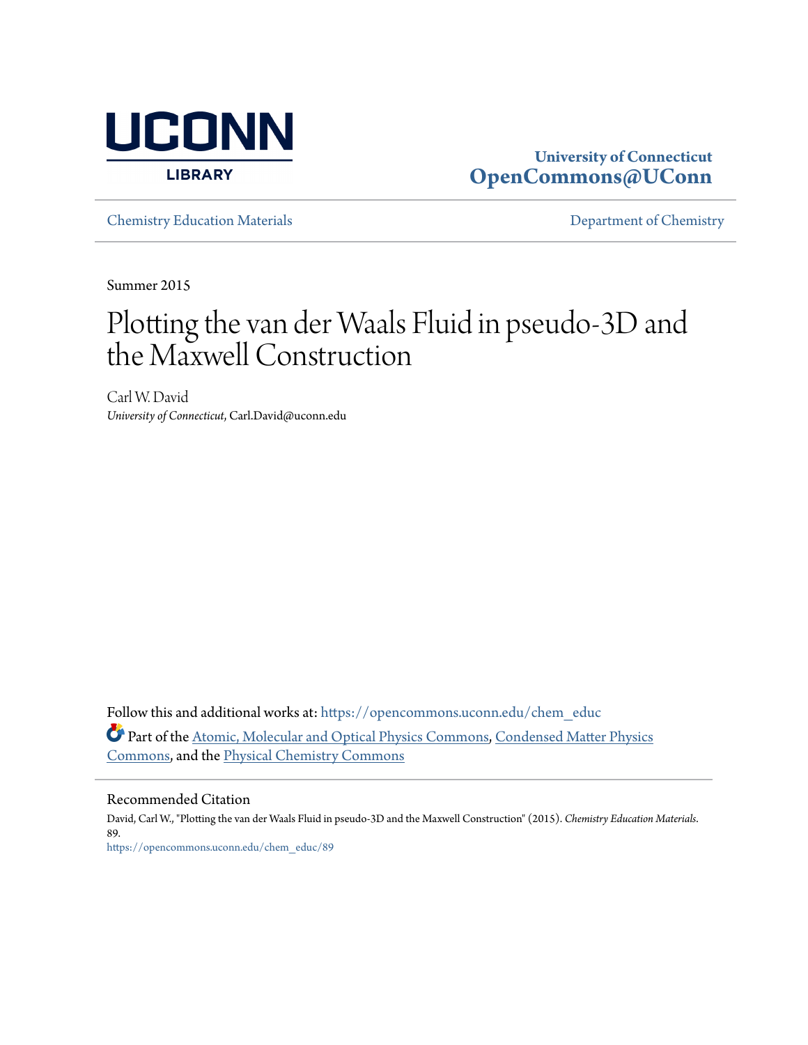UCONN LIBRARY

University of Connecticut
**OpenCommons@UConn**

Chemistry Education Materials | Department of Chemistry

---

Summer 2015

# Plotting the van der Waals Fluid in pseudo-3D and the Maxwell Construction

Carl W. David
*University of Connecticut*, Carl.David@uconn.edu

Follow this and additional works at: https://opencommons.uconn.edu/chem_educ

Part of the Atomic, Molecular and Optical Physics Commons, Condensed Matter Physics Commons, and the Physical Chemistry Commons

---

Recommended Citation

David, Carl W., "Plotting the van der Waals Fluid in pseudo-3D and the Maxwell Construction" (2015). *Chemistry Education Materials*. 89.
https://opencommons.uconn.edu/chem_educ/89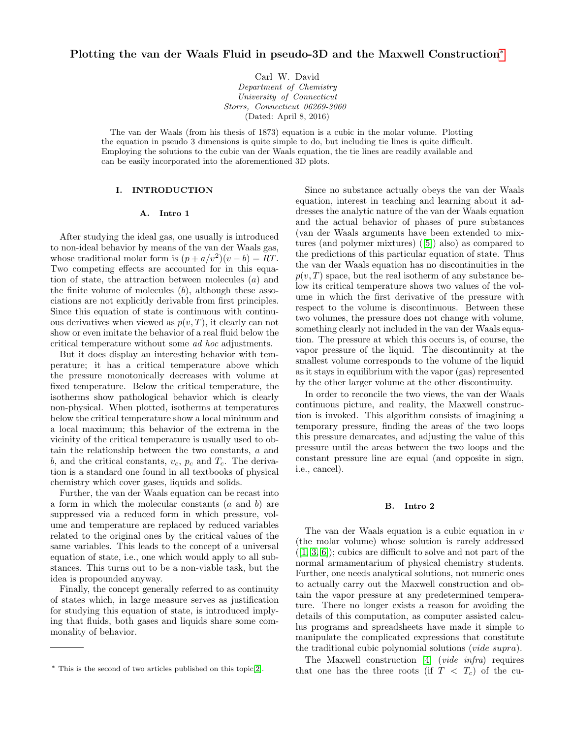# Plotting the van der Waals Fluid in pseudo-3D and the Maxwell Construction*

Carl W. David
*Department of Chemistry*
*University of Connecticut*
*Storrs, Connecticut 06269-3060*
(Dated: April 8, 2016)

The van der Waals (from his thesis of 1873) equation is a cubic in the molar volume. Plotting the equation in pseudo 3 dimensions is quite simple to do, but including tie lines is quite difficult. Employing the solutions to the cubic van der Waals equation, the tie lines are readily available and can be easily incorporated into the aforementioned 3D plots.

## I. INTRODUCTION

### A. Intro 1

After studying the ideal gas, one usually is introduced to non-ideal behavior by means of the van der Waals gas, whose traditional molar form is $(p + a/v^2)(v - b) = RT$. Two competing effects are accounted for in this equation of state, the attraction between molecules ($a$) and the finite volume of molecules ($b$), although these associations are not explicitly derivable from first principles. Since this equation of state is continuous with continuous derivatives when viewed as $p(v, T)$, it clearly can not show or even imitate the behavior of a real fluid below the critical temperature without some *ad hoc* adjustments.

But it does display an interesting behavior with temperature; it has a critical temperature above which the pressure monotonically decreases with volume at fixed temperature. Below the critical temperature, the isotherms show pathological behavior which is clearly non-physical. When plotted, isotherms at temperatures below the critical temperature show a local minimum and a local maximum; this behavior of the extrema in the vicinity of the critical temperature is usually used to obtain the relationship between the two constants, $a$ and $b$, and the critical constants, $v_c$, $p_c$ and $T_c$. The derivation is a standard one found in all textbooks of physical chemistry which cover gases, liquids and solids.

Further, the van der Waals equation can be recast into a form in which the molecular constants ($a$ and $b$) are suppressed via a reduced form in which pressure, volume and temperature are replaced by reduced variables related to the original ones by the critical values of the same variables. This leads to the concept of a universal equation of state, i.e., one which would apply to all substances. This turns out to be a non-viable task, but the idea is propounded anyway.

Finally, the concept generally referred to as continuity of states which, in large measure serves as justification for studying this equation of state, is introduced implying that fluids, both gases and liquids share some commonality of behavior.

Since no substance actually obeys the van der Waals equation, interest in teaching and learning about it addresses the analytic nature of the van der Waals equation and the actual behavior of phases of pure substances (van der Waals arguments have been extended to mixtures (and polymer mixtures) ([5]) also) as compared to the predictions of this particular equation of state. Thus the van der Waals equation has no discontinuities in the $p(v, T)$ space, but the real isotherm of any substance below its critical temperature shows two values of the volume in which the first derivative of the pressure with respect to the volume is discontinuous. Between these two volumes, the pressure does not change with volume, something clearly not included in the van der Waals equation. The pressure at which this occurs is, of course, the vapor pressure of the liquid. The discontinuity at the smallest volume corresponds to the volume of the liquid as it stays in equilibrium with the vapor (gas) represented by the other larger volume at the other discontinuity.

In order to reconcile the two views, the van der Waals continuous picture, and reality, the Maxwell construction is invoked. This algorithm consists of imagining a temporary pressure, finding the areas of the two loops this pressure demarcates, and adjusting the value of this pressure until the areas between the two loops and the constant pressure line are equal (and opposite in sign, i.e., cancel).

### B. Intro 2

The van der Waals equation is a cubic equation in $v$ (the molar volume) whose solution is rarely addressed ([1, 3, 6]); cubics are difficult to solve and not part of the normal armamentarium of physical chemistry students. Further, one needs analytical solutions, not numeric ones to actually carry out the Maxwell construction and obtain the vapor pressure at any predetermined temperature. There no longer exists a reason for avoiding the details of this computation, as computer assisted calculus programs and spreadsheets have made it simple to manipulate the complicated expressions that constitute the traditional cubic polynomial solutions (*vide supra*).

The Maxwell construction [4] (*vide infra*) requires that one has the three roots (if $T < T_c$) of the cu-

* This is the second of two articles published on this topic[2].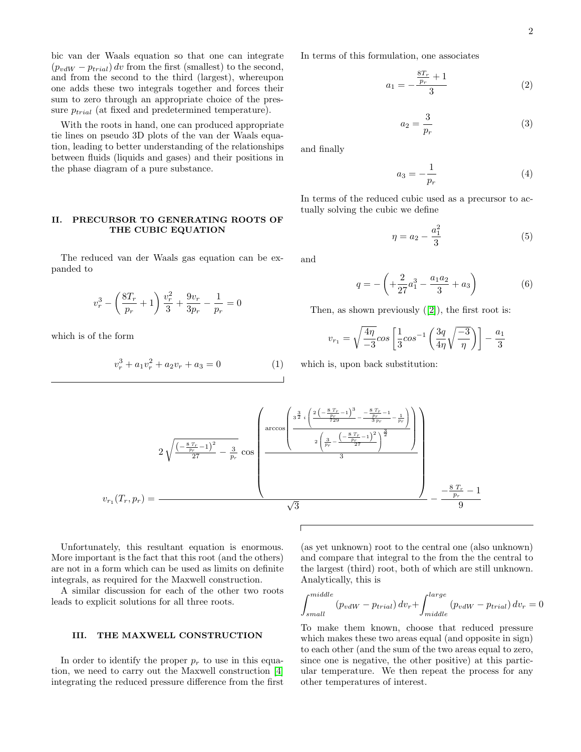bic van der Waals equation so that one can integrate $(p_{vdW} - p_{trial})\, dv$ from the first (smallest) to the second, and from the second to the third (largest), whereupon one adds these two integrals together and forces their sum to zero through an appropriate choice of the pressure $p_{trial}$ (at fixed and predetermined temperature).

With the roots in hand, one can produced appropriate tie lines on pseudo 3D plots of the van der Waals equation, leading to better understanding of the relationships between fluids (liquids and gases) and their positions in the phase diagram of a pure substance.

## II. PRECURSOR TO GENERATING ROOTS OF THE CUBIC EQUATION

The reduced van der Waals gas equation can be expanded to

$$v_r^3 - \left(\frac{8T_r}{p_r} + 1\right)\frac{v_r^2}{3} + \frac{9v_r}{3p_r} - \frac{1}{p_r} = 0$$

which is of the form

$$v_r^3 + a_1 v_r^2 + a_2 v_r + a_3 = 0 \tag{1}$$

In terms of this formulation, one associates

$$a_1 = -\frac{\frac{8T_r}{p_r} + 1}{3} \tag{2}$$

$$a_2 = \frac{3}{p_r} \tag{3}$$

and finally

$$a_3 = -\frac{1}{p_r} \tag{4}$$

In terms of the reduced cubic used as a precursor to actually solving the cubic we define

$$\eta = a_2 - \frac{a_1^2}{3} \tag{5}$$

and

$$q = -\left(+\frac{2}{27}a_1^3 - \frac{a_1 a_2}{3} + a_3\right) \tag{6}$$

Then, as shown previously ([2]), the first root is:

$$v_{r_1} = \sqrt{\frac{4\eta}{-3}} cos\left[\frac{1}{3}cos^{-1}\left(\frac{3q}{4\eta}\sqrt{\frac{-3}{\eta}}\right)\right] - \frac{a_1}{3}$$

which is, upon back substitution:

$$v_{r_1}(T_r, p_r) = \frac{2\sqrt{\frac{\left(-\frac{8\,T_r}{p_r}-1\right)^2}{27} - \frac{3}{p_r}}\,\cos\left(\frac{\arccos\left(\frac{3^{\frac{3}{2}}\, i\left(\frac{2\left(-\frac{8\,T_r}{p_r}-1\right)^3}{729} - \frac{-\frac{8\,T_r}{p_r}-1}{3\,p_r} - \frac{1}{p_r}\right)}{2\left(\frac{3}{p_r} - \frac{\left(-\frac{8\,T_r}{p_r}-1\right)^2}{27}\right)^{\frac{3}{2}}}\right)}{3}\right)}{\sqrt{3}} - \frac{-\frac{8\,T_r}{p_r}-1}{9}$$

Unfortunately, this resultant equation is enormous. More important is the fact that this root (and the others) are not in a form which can be used as limits on definite integrals, as required for the Maxwell construction.

A similar discussion for each of the other two roots leads to explicit solutions for all three roots.

## III. THE MAXWELL CONSTRUCTION

In order to identify the proper $p_r$ to use in this equation, we need to carry out the Maxwell construction [4] integrating the reduced pressure difference from the first (as yet unknown) root to the central one (also unknown) and compare that integral to the from the the central to the largest (third) root, both of which are still unknown. Analytically, this is

$$\int_{small}^{middle} (p_{vdW} - p_{trial})\, dv_r + \int_{middle}^{large} (p_{vdW} - p_{trial})\, dv_r = 0$$

To make them known, choose that reduced pressure which makes these two areas equal (and opposite in sign) to each other (and the sum of the two areas equal to zero, since one is negative, the other positive) at this particular temperature. We then repeat the process for any other temperatures of interest.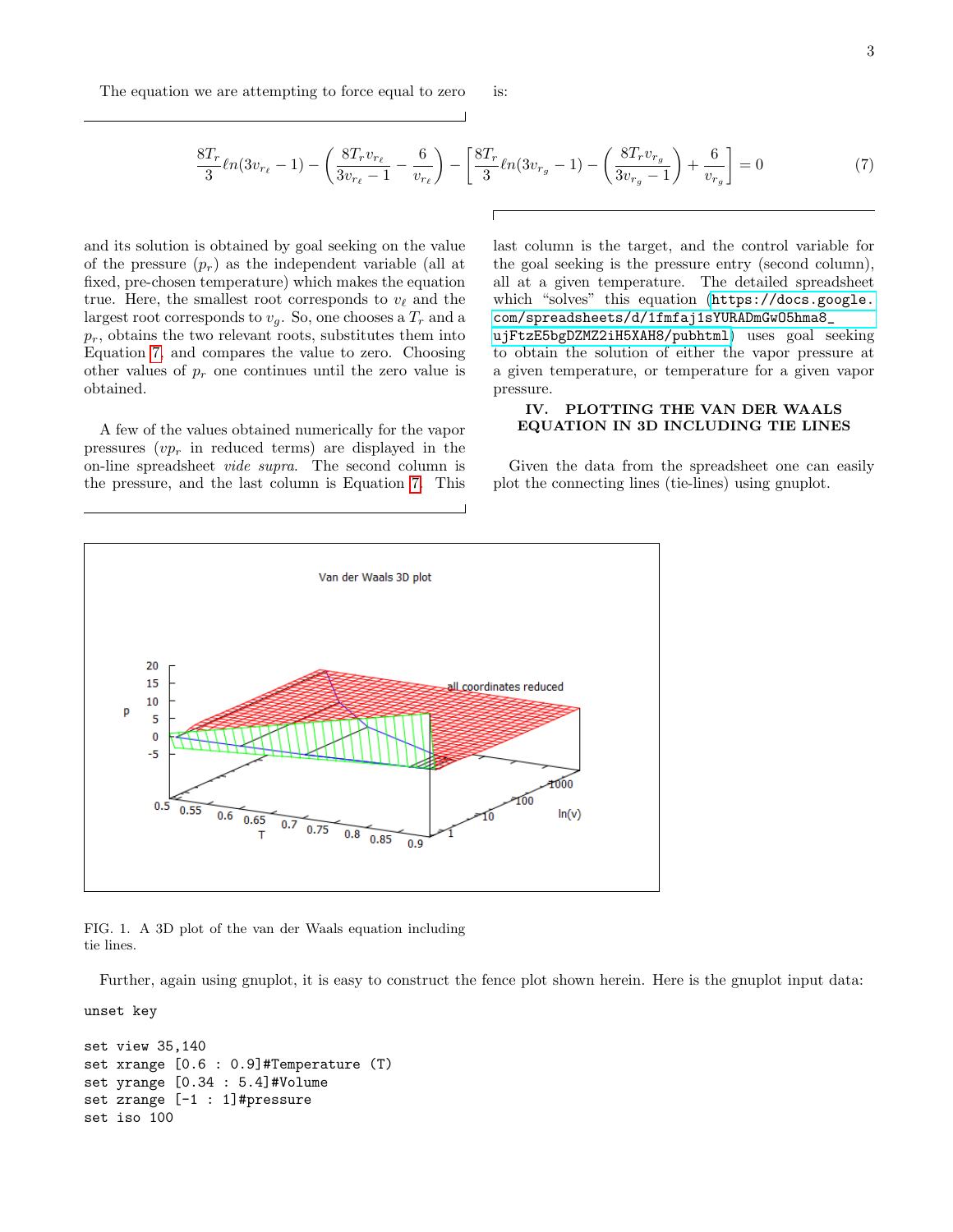The equation we are attempting to force equal to zero is:

$$\frac{8T_r}{3}\ell n(3v_{r_\ell}-1)-\left(\frac{8T_r v_{r_\ell}}{3v_{r_\ell}-1}-\frac{6}{v_{r_\ell}}\right)-\left[\frac{8T_r}{3}\ell n(3v_{r_g}-1)-\left(\frac{8T_r v_{r_g}}{3v_{r_g}-1}\right)+\frac{6}{v_{r_g}}\right]=0 \quad (7)$$

and its solution is obtained by goal seeking on the value of the pressure ($p_r$) as the independent variable (all at fixed, pre-chosen temperature) which makes the equation true. Here, the smallest root corresponds to $v_\ell$ and the largest root corresponds to $v_g$. So, one chooses a $T_r$ and a $p_r$, obtains the two relevant roots, substitutes them into Equation 7, and compares the value to zero. Choosing other values of $p_r$ one continues until the zero value is obtained.

A few of the values obtained numerically for the vapor pressures ($vp_r$ in reduced terms) are displayed in the on-line spreadsheet *vide supra*. The second column is the pressure, and the last column is Equation 7. This last column is the target, and the control variable for the goal seeking is the pressure entry (second column), all at a given temperature. The detailed spreadsheet which "solves" this equation (https://docs.google.com/spreadsheets/d/1fmfaj1sYURADmGwO5hma8_ujFtzE5bgDZMZ2iH5XAH8/pubhtml) uses goal seeking to obtain the solution of either the vapor pressure at a given temperature, or temperature for a given vapor pressure.

## IV. PLOTTING THE VAN DER WAALS EQUATION IN 3D INCLUDING TIE LINES

Given the data from the spreadsheet one can easily plot the connecting lines (tie-lines) using gnuplot.

FIG. 1. A 3D plot of the van der Waals equation including tie lines.

Further, again using gnuplot, it is easy to construct the fence plot shown herein. Here is the gnuplot input data:

```
unset key

set view 35,140
set xrange [0.6 : 0.9]#Temperature (T)
set yrange [0.34 : 5.4]#Volume
set zrange [-1 : 1]#pressure
set iso 100
```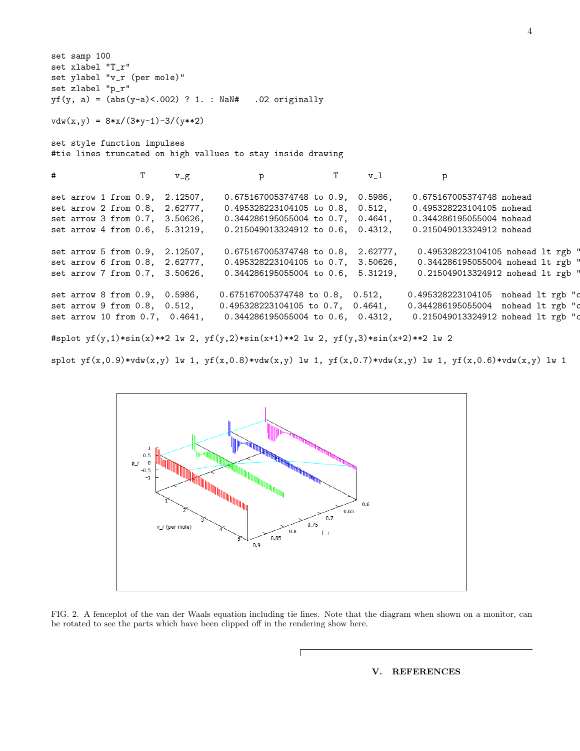```
set samp 100
set xlabel "T_r"
set ylabel "v_r (per mole)"
set zlabel "p_r"
yf(y, a) = (abs(y-a)<.002) ? 1. : NaN#   .02 originally

vdw(x,y) = 8*x/(3*y-1)-3/(y**2)

set style function impulses
#tie lines truncated on high vallues to stay inside drawing

#               T      v_g           p              T      v_l          p

set arrow 1 from 0.9,  2.12507,    0.675167005374748 to 0.9,  0.5986,    0.675167005374748 nohead
set arrow 2 from 0.8,  2.62777,    0.495328223104105 to 0.8,  0.512,     0.495328223104105 nohead
set arrow 3 from 0.7,  3.50626,    0.344286195055004 to 0.7,  0.4641,    0.344286195055004 nohead
set arrow 4 from 0.6,  5.31219,    0.215049013324912 to 0.6,  0.4312,    0.215049013324912 nohead

set arrow 5 from 0.9,  2.12507,    0.675167005374748 to 0.8,  2.62777,    0.495328223104105 nohead lt rgb "
set arrow 6 from 0.8,  2.62777,    0.495328223104105 to 0.7,  3.50626,    0.344286195055004 nohead lt rgb "
set arrow 7 from 0.7,  3.50626,    0.344286195055004 to 0.6,  5.31219,    0.215049013324912 nohead lt rgb "

set arrow 8 from 0.9,  0.5986,    0.675167005374748 to 0.8,  0.512,     0.495328223104105  nohead lt rgb "c
set arrow 9 from 0.8,  0.512,     0.495328223104105 to 0.7,  0.4641,    0.344286195055004  nohead lt rgb "c
set arrow 10 from 0.7,  0.4641,    0.344286195055004 to 0.6,  0.4312,    0.215049013324912 nohead lt rgb "c

#splot yf(y,1)*sin(x)**2 lw 2, yf(y,2)*sin(x+1)**2 lw 2, yf(y,3)*sin(x+2)**2 lw 2

splot yf(x,0.9)*vdw(x,y) lw 1, yf(x,0.8)*vdw(x,y) lw 1, yf(x,0.7)*vdw(x,y) lw 1, yf(x,0.6)*vdw(x,y) lw 1
```

FIG. 2. A fenceplot of the van der Waals equation including tie lines. Note that the diagram when shown on a monitor, can be rotated to see the parts which have been clipped off in the rendering show here.

## V. REFERENCES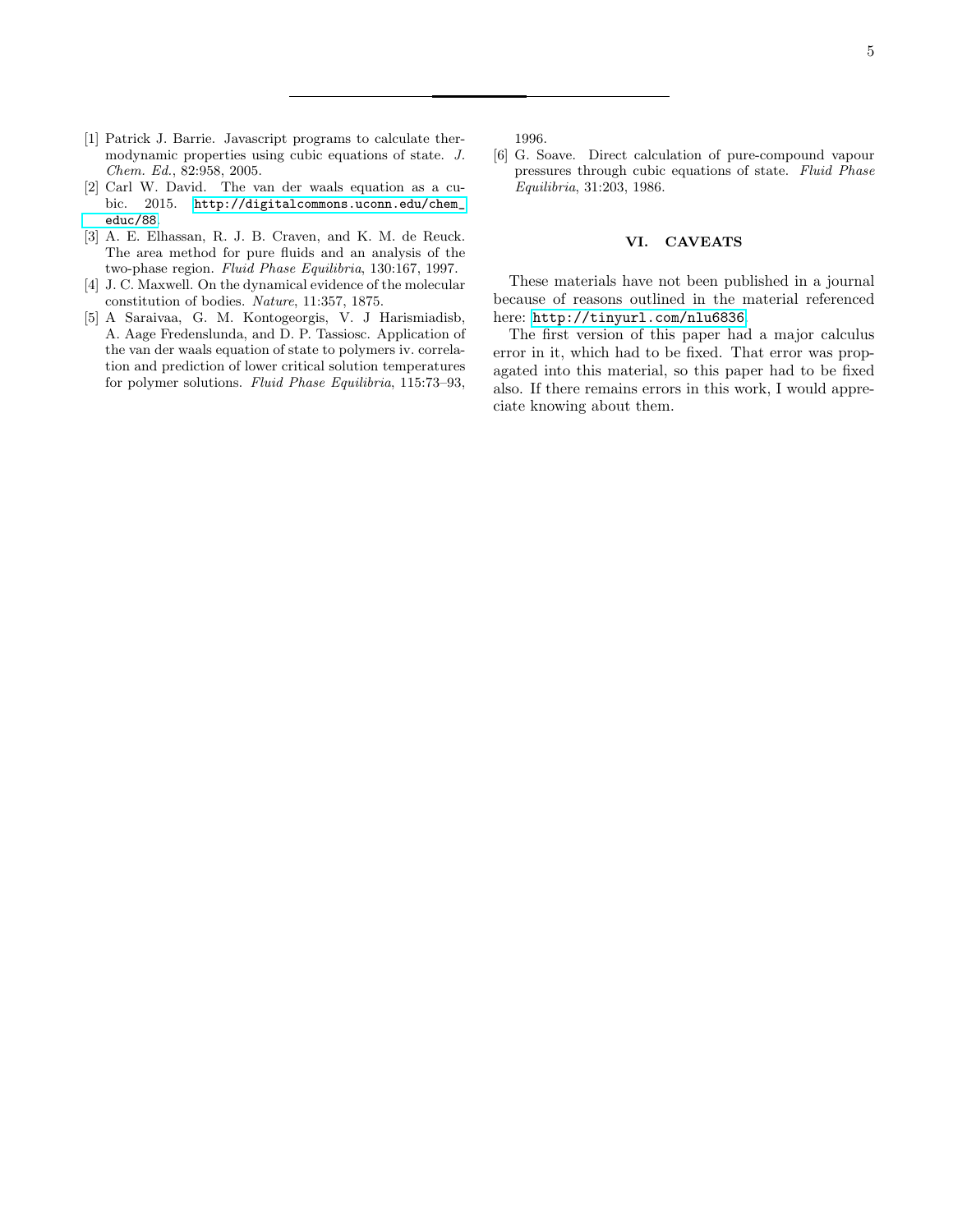[1] Patrick J. Barrie. Javascript programs to calculate thermodynamic properties using cubic equations of state. *J. Chem. Ed.*, 82:958, 2005.

[2] Carl W. David. The van der waals equation as a cubic. 2015. http://digitalcommons.uconn.edu/chem_educ/88.

[3] A. E. Elhassan, R. J. B. Craven, and K. M. de Reuck. The area method for pure fluids and an analysis of the two-phase region. *Fluid Phase Equilibria*, 130:167, 1997.

[4] J. C. Maxwell. On the dynamical evidence of the molecular constitution of bodies. *Nature*, 11:357, 1875.

[5] A Saraivaa, G. M. Kontogeorgis, V. J Harismiadisb, A. Aage Fredenslunda, and D. P. Tassiosc. Application of the van der waals equation of state to polymers iv. correlation and prediction of lower critical solution temperatures for polymer solutions. *Fluid Phase Equilibria*, 115:73–93, 1996.

[6] G. Soave. Direct calculation of pure-compound vapour pressures through cubic equations of state. *Fluid Phase Equilibria*, 31:203, 1986.

## VI. CAVEATS

These materials have not been published in a journal because of reasons outlined in the material referenced here: http://tinyurl.com/nlu6836

The first version of this paper had a major calculus error in it, which had to be fixed. That error was propagated into this material, so this paper had to be fixed also. If there remains errors in this work, I would appreciate knowing about them.